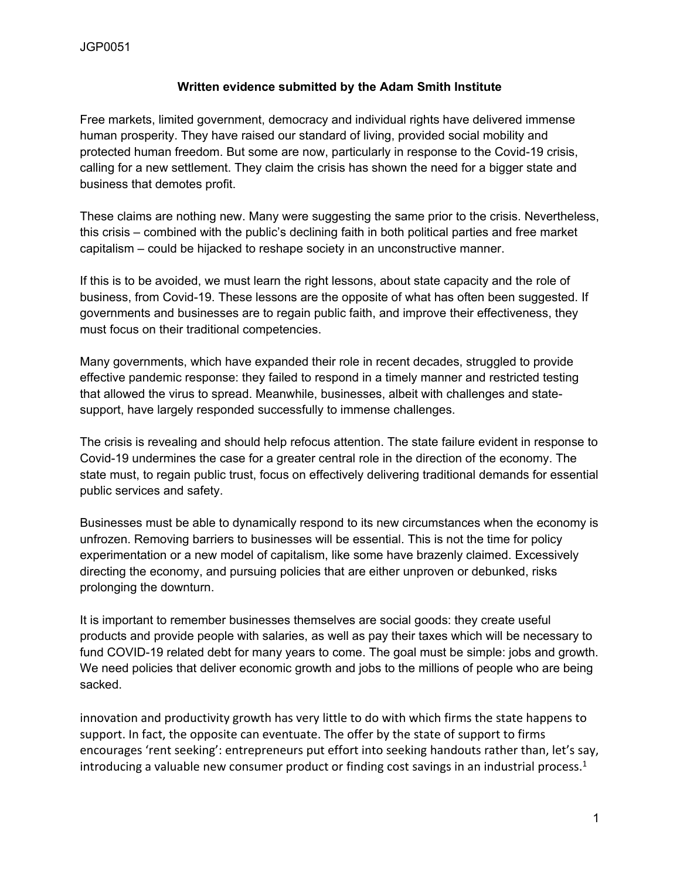JGP0051

**Written evidence submitted by the Adam Smith Institute**

Free markets, limited government, democracy and individual rights have delivered immense human prosperity. They have raised our standard of living, provided social mobility and protected human freedom. But some are now, particularly in response to the Covid-19 crisis, calling for a new settlement. They claim the crisis has shown the need for a bigger state and business that demotes profit.

These claims are nothing new. Many were suggesting the same prior to the crisis. Nevertheless, this crisis – combined with the public's declining faith in both political parties and free market capitalism – could be hijacked to reshape society in an unconstructive manner.

If this is to be avoided, we must learn the right lessons, about state capacity and the role of business, from Covid-19. These lessons are the opposite of what has often been suggested. If governments and businesses are to regain public faith, and improve their effectiveness, they must focus on their traditional competencies.

Many governments, which have expanded their role in recent decades, struggled to provide effective pandemic response: they failed to respond in a timely manner and restricted testing that allowed the virus to spread. Meanwhile, businesses, albeit with challenges and state-support, have largely responded successfully to immense challenges.

The crisis is revealing and should help refocus attention. The state failure evident in response to Covid-19 undermines the case for a greater central role in the direction of the economy. The state must, to regain public trust, focus on effectively delivering traditional demands for essential public services and safety.

Businesses must be able to dynamically respond to its new circumstances when the economy is unfrozen. Removing barriers to businesses will be essential. This is not the time for policy experimentation or a new model of capitalism, like some have brazenly claimed. Excessively directing the economy, and pursuing policies that are either unproven or debunked, risks prolonging the downturn.

It is important to remember businesses themselves are social goods: they create useful products and provide people with salaries, as well as pay their taxes which will be necessary to fund COVID-19 related debt for many years to come. The goal must be simple: jobs and growth. We need policies that deliver economic growth and jobs to the millions of people who are being sacked.

innovation and productivity growth has very little to do with which firms the state happens to support. In fact, the opposite can eventuate. The offer by the state of support to firms encourages 'rent seeking': entrepreneurs put effort into seeking handouts rather than, let's say, introducing a valuable new consumer product or finding cost savings in an industrial process.[1]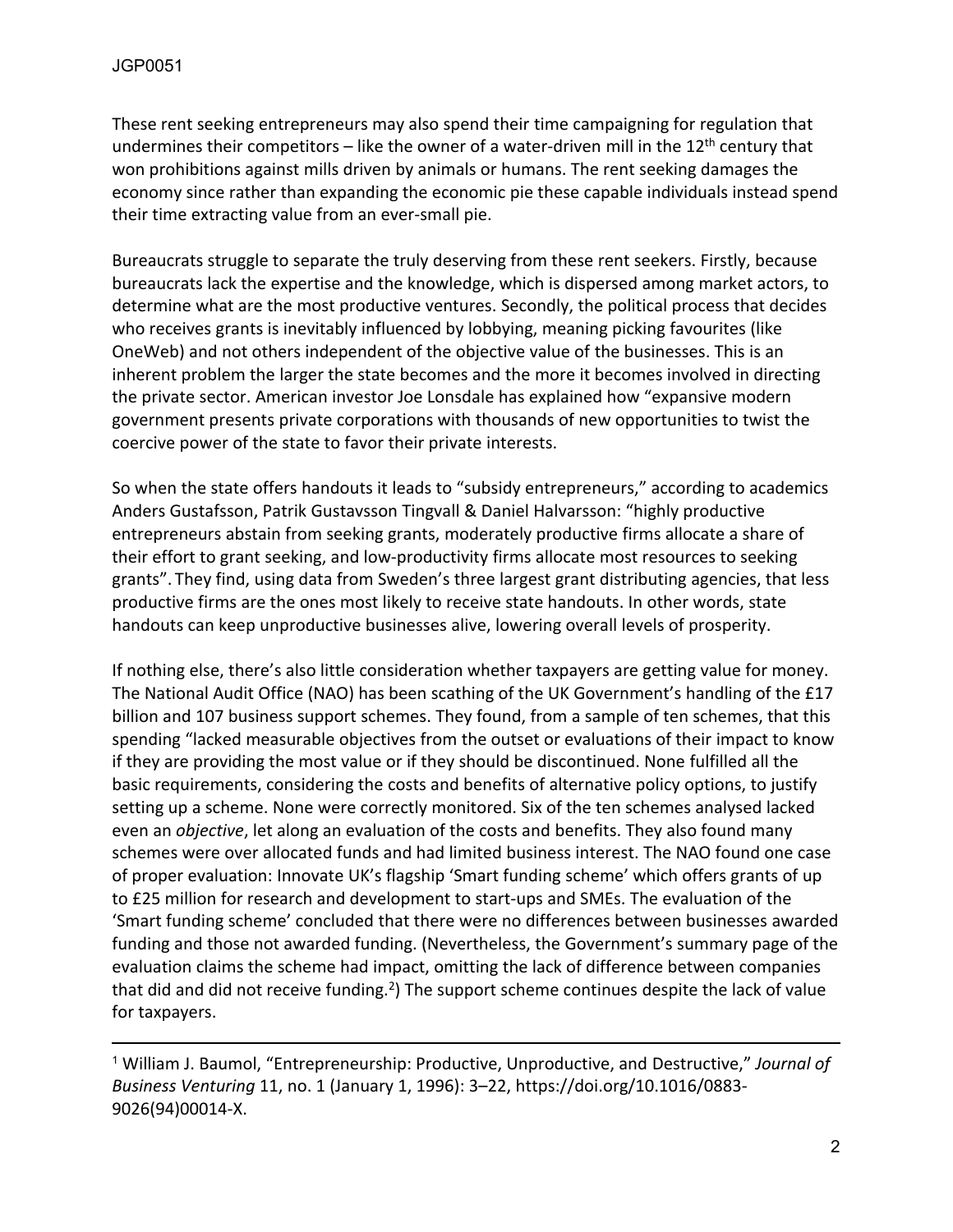These rent seeking entrepreneurs may also spend their time campaigning for regulation that undermines their competitors – like the owner of a water-driven mill in the 12th century that won prohibitions against mills driven by animals or humans. The rent seeking damages the economy since rather than expanding the economic pie these capable individuals instead spend their time extracting value from an ever-small pie.

Bureaucrats struggle to separate the truly deserving from these rent seekers. Firstly, because bureaucrats lack the expertise and the knowledge, which is dispersed among market actors, to determine what are the most productive ventures. Secondly, the political process that decides who receives grants is inevitably influenced by lobbying, meaning picking favourites (like OneWeb) and not others independent of the objective value of the businesses. This is an inherent problem the larger the state becomes and the more it becomes involved in directing the private sector. American investor Joe Lonsdale has explained how "expansive modern government presents private corporations with thousands of new opportunities to twist the coercive power of the state to favor their private interests.

So when the state offers handouts it leads to "subsidy entrepreneurs," according to academics Anders Gustafsson, Patrik Gustavsson Tingvall & Daniel Halvarsson: "highly productive entrepreneurs abstain from seeking grants, moderately productive firms allocate a share of their effort to grant seeking, and low-productivity firms allocate most resources to seeking grants". They find, using data from Sweden's three largest grant distributing agencies, that less productive firms are the ones most likely to receive state handouts. In other words, state handouts can keep unproductive businesses alive, lowering overall levels of prosperity.

If nothing else, there's also little consideration whether taxpayers are getting value for money. The National Audit Office (NAO) has been scathing of the UK Government's handling of the £17 billion and 107 business support schemes. They found, from a sample of ten schemes, that this spending "lacked measurable objectives from the outset or evaluations of their impact to know if they are providing the most value or if they should be discontinued. None fulfilled all the basic requirements, considering the costs and benefits of alternative policy options, to justify setting up a scheme. None were correctly monitored. Six of the ten schemes analysed lacked even an *objective*, let along an evaluation of the costs and benefits. They also found many schemes were over allocated funds and had limited business interest. The NAO found one case of proper evaluation: Innovate UK's flagship 'Smart funding scheme' which offers grants of up to £25 million for research and development to start-ups and SMEs. The evaluation of the 'Smart funding scheme' concluded that there were no differences between businesses awarded funding and those not awarded funding. (Nevertheless, the Government's summary page of the evaluation claims the scheme had impact, omitting the lack of difference between companies that did and did not receive funding.[2]) The support scheme continues despite the lack of value for taxpayers.

---

[1] William J. Baumol, "Entrepreneurship: Productive, Unproductive, and Destructive," *Journal of Business Venturing* 11, no. 1 (January 1, 1996): 3–22, https://doi.org/10.1016/0883-9026(94)00014-X.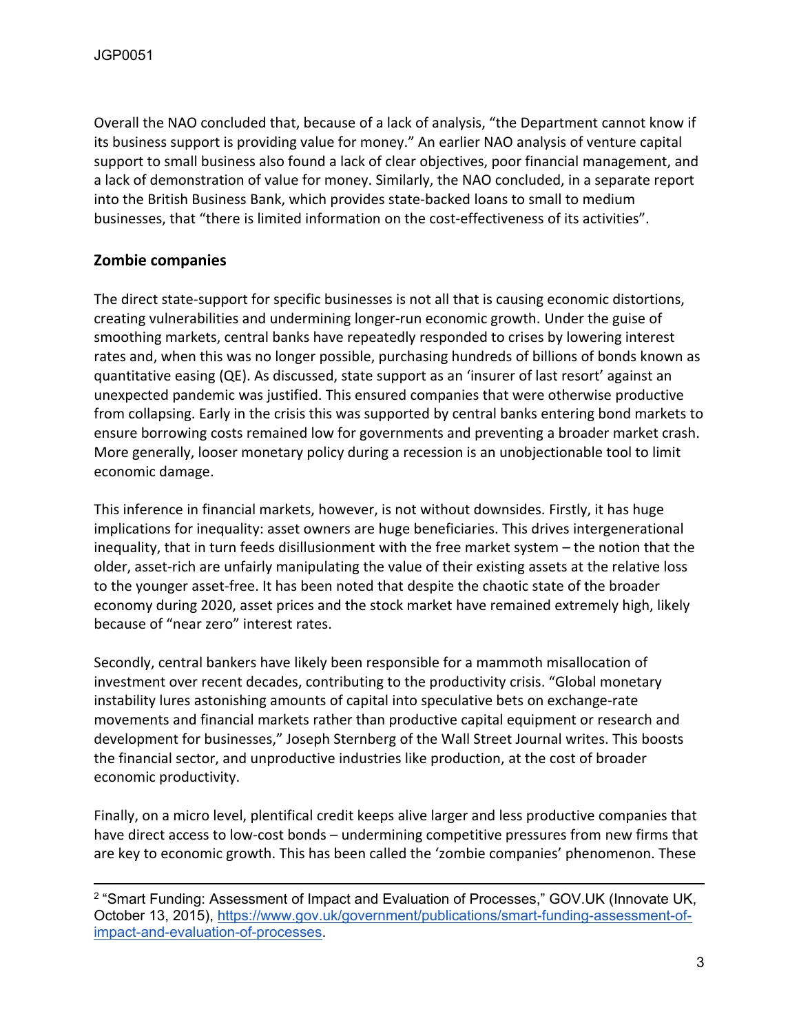Overall the NAO concluded that, because of a lack of analysis, "the Department cannot know if its business support is providing value for money." An earlier NAO analysis of venture capital support to small business also found a lack of clear objectives, poor financial management, and a lack of demonstration of value for money. Similarly, the NAO concluded, in a separate report into the British Business Bank, which provides state-backed loans to small to medium businesses, that "there is limited information on the cost-effectiveness of its activities".

## Zombie companies

The direct state-support for specific businesses is not all that is causing economic distortions, creating vulnerabilities and undermining longer-run economic growth. Under the guise of smoothing markets, central banks have repeatedly responded to crises by lowering interest rates and, when this was no longer possible, purchasing hundreds of billions of bonds known as quantitative easing (QE). As discussed, state support as an 'insurer of last resort' against an unexpected pandemic was justified. This ensured companies that were otherwise productive from collapsing. Early in the crisis this was supported by central banks entering bond markets to ensure borrowing costs remained low for governments and preventing a broader market crash. More generally, looser monetary policy during a recession is an unobjectionable tool to limit economic damage.

This inference in financial markets, however, is not without downsides. Firstly, it has huge implications for inequality: asset owners are huge beneficiaries. This drives intergenerational inequality, that in turn feeds disillusionment with the free market system – the notion that the older, asset-rich are unfairly manipulating the value of their existing assets at the relative loss to the younger asset-free. It has been noted that despite the chaotic state of the broader economy during 2020, asset prices and the stock market have remained extremely high, likely because of "near zero" interest rates.

Secondly, central bankers have likely been responsible for a mammoth misallocation of investment over recent decades, contributing to the productivity crisis. "Global monetary instability lures astonishing amounts of capital into speculative bets on exchange-rate movements and financial markets rather than productive capital equipment or research and development for businesses," Joseph Sternberg of the Wall Street Journal writes. This boosts the financial sector, and unproductive industries like production, at the cost of broader economic productivity.

Finally, on a micro level, plentifical credit keeps alive larger and less productive companies that have direct access to low-cost bonds – undermining competitive pressures from new firms that are key to economic growth. This has been called the 'zombie companies' phenomenon. These

---

[2] "Smart Funding: Assessment of Impact and Evaluation of Processes," GOV.UK (Innovate UK, October 13, 2015), https://www.gov.uk/government/publications/smart-funding-assessment-of-impact-and-evaluation-of-processes.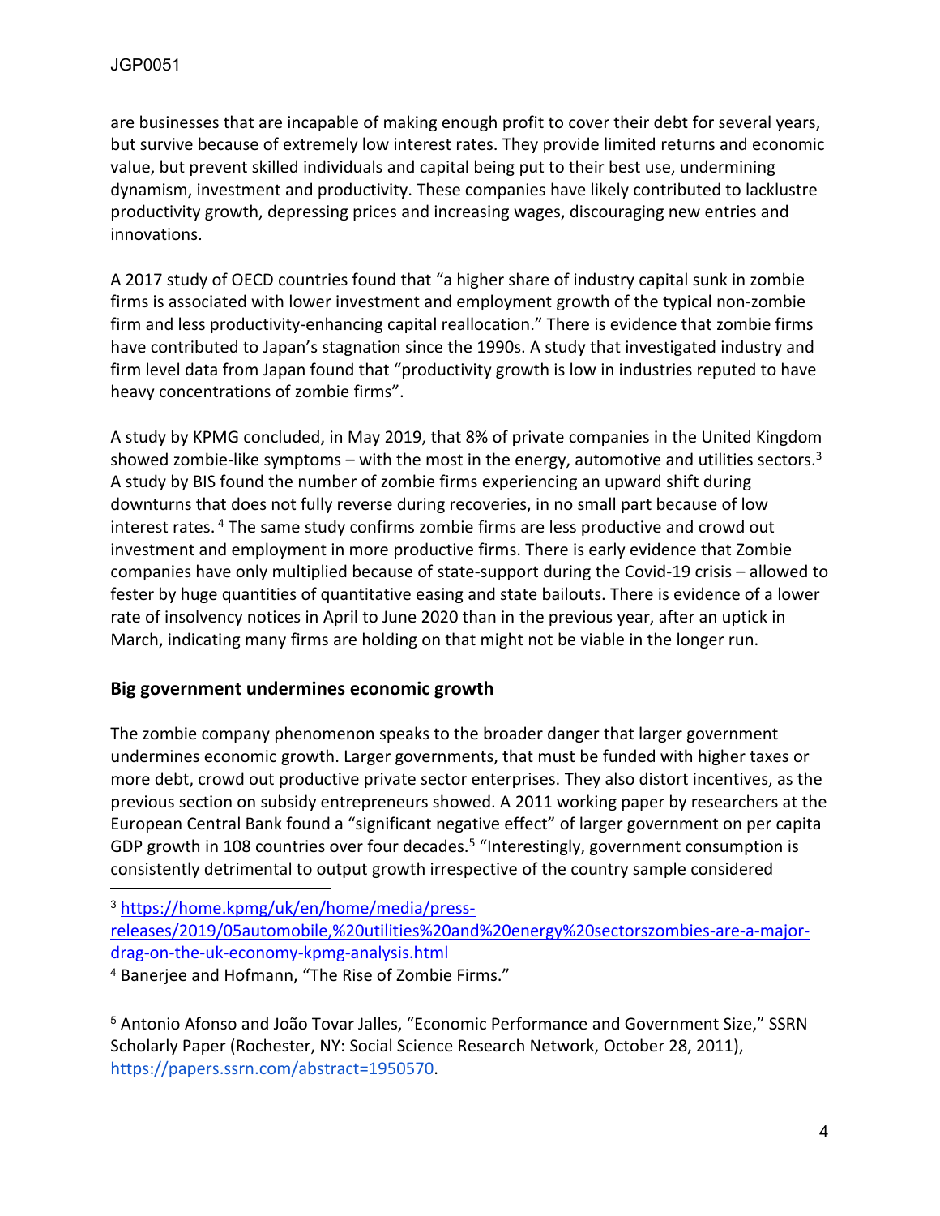are businesses that are incapable of making enough profit to cover their debt for several years, but survive because of extremely low interest rates. They provide limited returns and economic value, but prevent skilled individuals and capital being put to their best use, undermining dynamism, investment and productivity. These companies have likely contributed to lacklustre productivity growth, depressing prices and increasing wages, discouraging new entries and innovations.

A 2017 study of OECD countries found that "a higher share of industry capital sunk in zombie firms is associated with lower investment and employment growth of the typical non-zombie firm and less productivity-enhancing capital reallocation." There is evidence that zombie firms have contributed to Japan's stagnation since the 1990s. A study that investigated industry and firm level data from Japan found that "productivity growth is low in industries reputed to have heavy concentrations of zombie firms".

A study by KPMG concluded, in May 2019, that 8% of private companies in the United Kingdom showed zombie-like symptoms – with the most in the energy, automotive and utilities sectors.[3] A study by BIS found the number of zombie firms experiencing an upward shift during downturns that does not fully reverse during recoveries, in no small part because of low interest rates.[4] The same study confirms zombie firms are less productive and crowd out investment and employment in more productive firms. There is early evidence that Zombie companies have only multiplied because of state-support during the Covid-19 crisis – allowed to fester by huge quantities of quantitative easing and state bailouts. There is evidence of a lower rate of insolvency notices in April to June 2020 than in the previous year, after an uptick in March, indicating many firms are holding on that might not be viable in the longer run.

## Big government undermines economic growth

The zombie company phenomenon speaks to the broader danger that larger government undermines economic growth. Larger governments, that must be funded with higher taxes or more debt, crowd out productive private sector enterprises. They also distort incentives, as the previous section on subsidy entrepreneurs showed. A 2011 working paper by researchers at the European Central Bank found a "significant negative effect" of larger government on per capita GDP growth in 108 countries over four decades.[5] "Interestingly, government consumption is consistently detrimental to output growth irrespective of the country sample considered

---

[3] https://home.kpmg/uk/en/home/media/press-releases/2019/05automobile,%20utilities%20and%20energy%20sectorszombies-are-a-major-drag-on-the-uk-economy-kpmg-analysis.html

[4] Banerjee and Hofmann, "The Rise of Zombie Firms."

[5] Antonio Afonso and João Tovar Jalles, "Economic Performance and Government Size," SSRN Scholarly Paper (Rochester, NY: Social Science Research Network, October 28, 2011), https://papers.ssrn.com/abstract=1950570.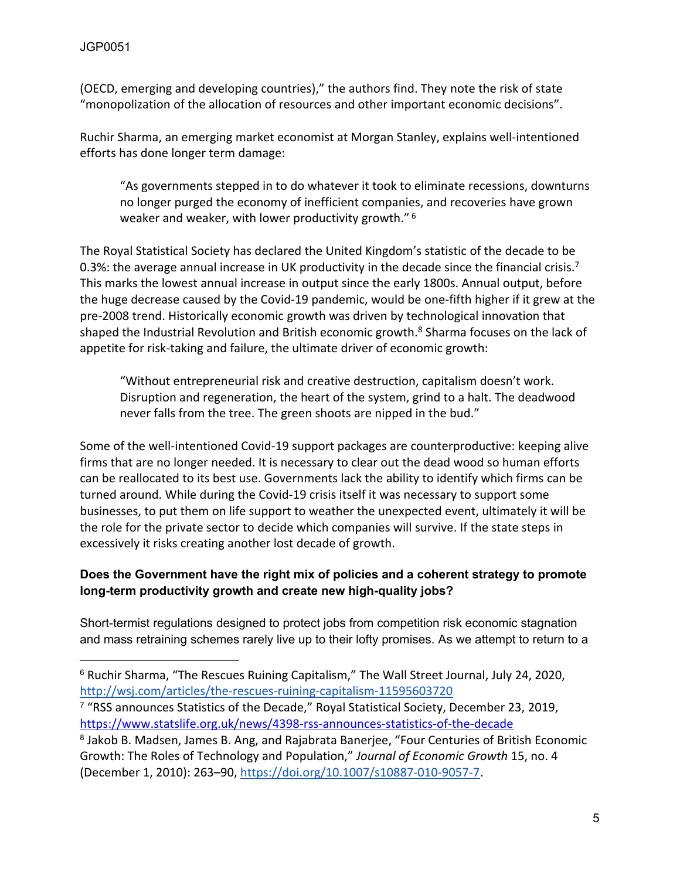(OECD, emerging and developing countries)," the authors find. They note the risk of state "monopolization of the allocation of resources and other important economic decisions".

Ruchir Sharma, an emerging market economist at Morgan Stanley, explains well-intentioned efforts has done longer term damage:

> "As governments stepped in to do whatever it took to eliminate recessions, downturns no longer purged the economy of inefficient companies, and recoveries have grown weaker and weaker, with lower productivity growth." [6]

The Royal Statistical Society has declared the United Kingdom's statistic of the decade to be 0.3%: the average annual increase in UK productivity in the decade since the financial crisis.[7] This marks the lowest annual increase in output since the early 1800s. Annual output, before the huge decrease caused by the Covid-19 pandemic, would be one-fifth higher if it grew at the pre-2008 trend. Historically economic growth was driven by technological innovation that shaped the Industrial Revolution and British economic growth.[8] Sharma focuses on the lack of appetite for risk-taking and failure, the ultimate driver of economic growth:

> "Without entrepreneurial risk and creative destruction, capitalism doesn't work. Disruption and regeneration, the heart of the system, grind to a halt. The deadwood never falls from the tree. The green shoots are nipped in the bud."

Some of the well-intentioned Covid-19 support packages are counterproductive: keeping alive firms that are no longer needed. It is necessary to clear out the dead wood so human efforts can be reallocated to its best use. Governments lack the ability to identify which firms can be turned around. While during the Covid-19 crisis itself it was necessary to support some businesses, to put them on life support to weather the unexpected event, ultimately it will be the role for the private sector to decide which companies will survive. If the state steps in excessively it risks creating another lost decade of growth.

**Does the Government have the right mix of policies and a coherent strategy to promote long-term productivity growth and create new high-quality jobs?**

Short-termist regulations designed to protect jobs from competition risk economic stagnation and mass retraining schemes rarely live up to their lofty promises. As we attempt to return to a

---

[6] Ruchir Sharma, "The Rescues Ruining Capitalism," The Wall Street Journal, July 24, 2020, http://wsj.com/articles/the-rescues-ruining-capitalism-11595603720

[7] "RSS announces Statistics of the Decade," Royal Statistical Society, December 23, 2019, https://www.statslife.org.uk/news/4398-rss-announces-statistics-of-the-decade

[8] Jakob B. Madsen, James B. Ang, and Rajabrata Banerjee, "Four Centuries of British Economic Growth: The Roles of Technology and Population," *Journal of Economic Growth* 15, no. 4 (December 1, 2010): 263–90, https://doi.org/10.1007/s10887-010-9057-7.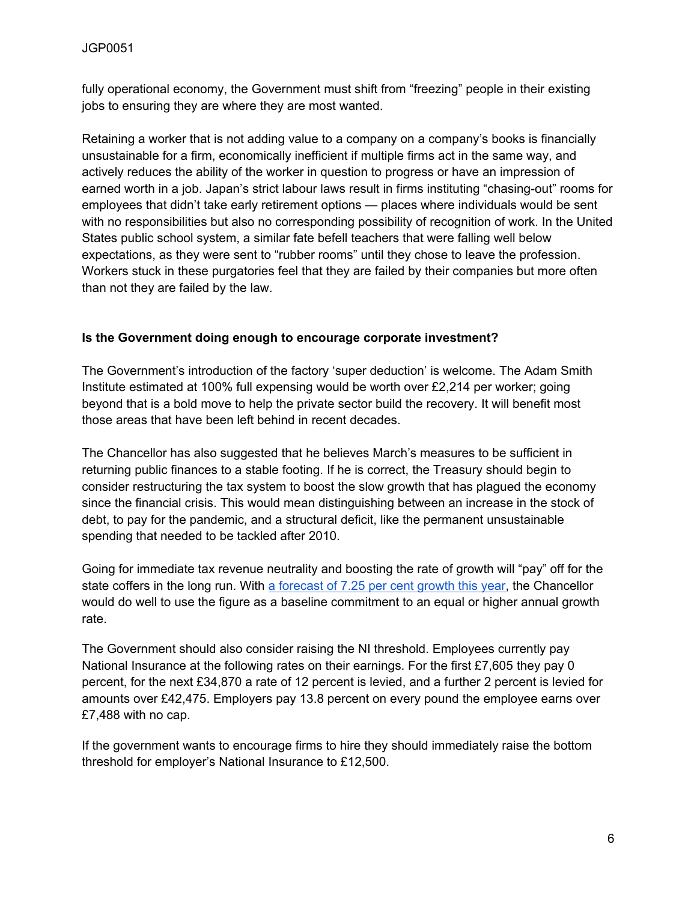fully operational economy, the Government must shift from “freezing” people in their existing jobs to ensuring they are where they are most wanted.

Retaining a worker that is not adding value to a company on a company’s books is financially unsustainable for a firm, economically inefficient if multiple firms act in the same way, and actively reduces the ability of the worker in question to progress or have an impression of earned worth in a job. Japan’s strict labour laws result in firms instituting “chasing-out” rooms for employees that didn’t take early retirement options — places where individuals would be sent with no responsibilities but also no corresponding possibility of recognition of work. In the United States public school system, a similar fate befell teachers that were falling well below expectations, as they were sent to “rubber rooms” until they chose to leave the profession. Workers stuck in these purgatories feel that they are failed by their companies but more often than not they are failed by the law.

**Is the Government doing enough to encourage corporate investment?**

The Government’s introduction of the factory ‘super deduction’ is welcome. The Adam Smith Institute estimated at 100% full expensing would be worth over £2,214 per worker; going beyond that is a bold move to help the private sector build the recovery. It will benefit most those areas that have been left behind in recent decades.

The Chancellor has also suggested that he believes March’s measures to be sufficient in returning public finances to a stable footing. If he is correct, the Treasury should begin to consider restructuring the tax system to boost the slow growth that has plagued the economy since the financial crisis. This would mean distinguishing between an increase in the stock of debt, to pay for the pandemic, and a structural deficit, like the permanent unsustainable spending that needed to be tackled after 2010.

Going for immediate tax revenue neutrality and boosting the rate of growth will “pay” off for the state coffers in the long run. With a forecast of 7.25 per cent growth this year, the Chancellor would do well to use the figure as a baseline commitment to an equal or higher annual growth rate.

The Government should also consider raising the NI threshold. Employees currently pay National Insurance at the following rates on their earnings. For the first £7,605 they pay 0 percent, for the next £34,870 a rate of 12 percent is levied, and a further 2 percent is levied for amounts over £42,475. Employers pay 13.8 percent on every pound the employee earns over £7,488 with no cap.

If the government wants to encourage firms to hire they should immediately raise the bottom threshold for employer’s National Insurance to £12,500.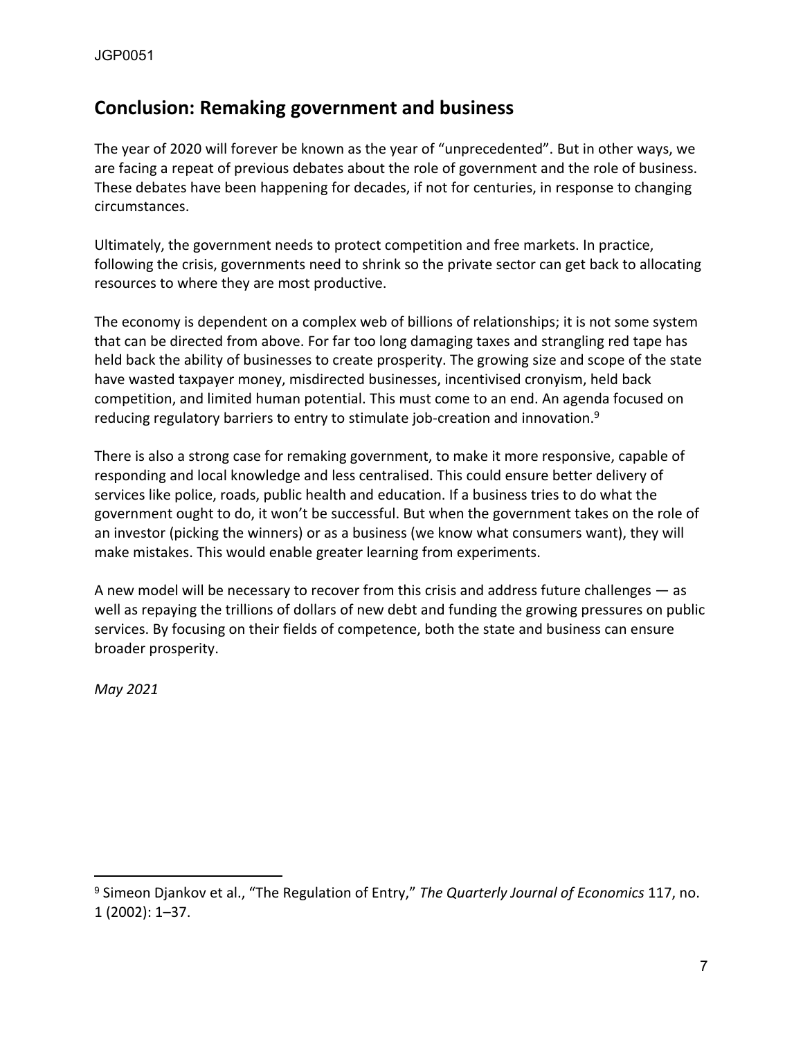## Conclusion: Remaking government and business

The year of 2020 will forever be known as the year of "unprecedented". But in other ways, we are facing a repeat of previous debates about the role of government and the role of business. These debates have been happening for decades, if not for centuries, in response to changing circumstances.

Ultimately, the government needs to protect competition and free markets. In practice, following the crisis, governments need to shrink so the private sector can get back to allocating resources to where they are most productive.

The economy is dependent on a complex web of billions of relationships; it is not some system that can be directed from above. For far too long damaging taxes and strangling red tape has held back the ability of businesses to create prosperity. The growing size and scope of the state have wasted taxpayer money, misdirected businesses, incentivised cronyism, held back competition, and limited human potential. This must come to an end. An agenda focused on reducing regulatory barriers to entry to stimulate job-creation and innovation.[9]

There is also a strong case for remaking government, to make it more responsive, capable of responding and local knowledge and less centralised. This could ensure better delivery of services like police, roads, public health and education. If a business tries to do what the government ought to do, it won't be successful. But when the government takes on the role of an investor (picking the winners) or as a business (we know what consumers want), they will make mistakes. This would enable greater learning from experiments.

A new model will be necessary to recover from this crisis and address future challenges — as well as repaying the trillions of dollars of new debt and funding the growing pressures on public services. By focusing on their fields of competence, both the state and business can ensure broader prosperity.

*May 2021*

---

[9] Simeon Djankov et al., "The Regulation of Entry," *The Quarterly Journal of Economics* 117, no. 1 (2002): 1–37.